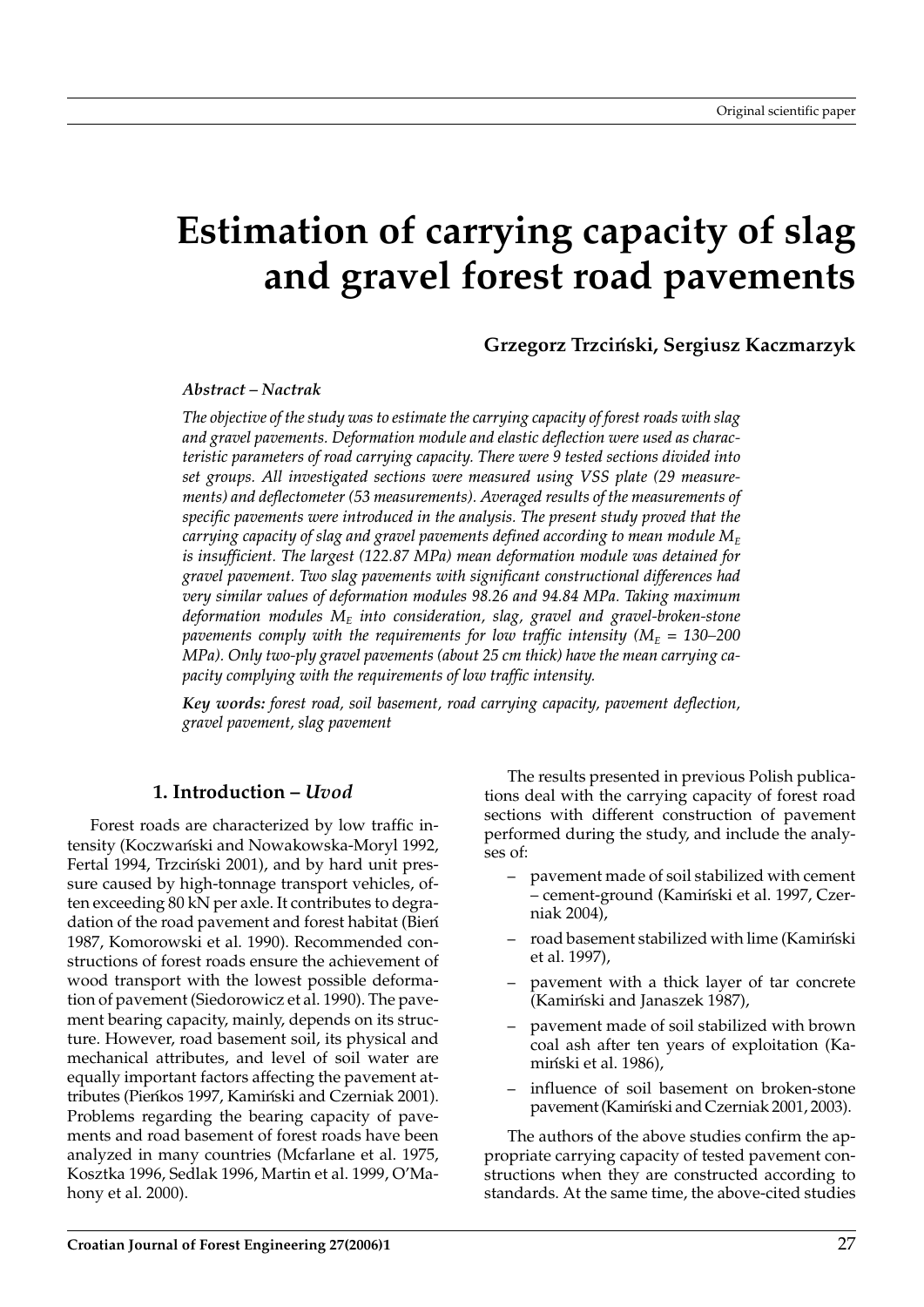Original scientific paper

# Estimation of carrying capacity of slag and gravel forest road pavements

**Grzegorz Trzciński, Sergiusz Kaczmarzyk**

***Abstract – Nactrak***

*The objective of the study was to estimate the carrying capacity of forest roads with slag and gravel pavements. Deformation module and elastic deflection were used as characteristic parameters of road carrying capacity. There were 9 tested sections divided into set groups. All investigated sections were measured using VSS plate (29 measurements) and deflectometer (53 measurements). Averaged results of the measurements of specific pavements were introduced in the analysis. The present study proved that the carrying capacity of slag and gravel pavements defined according to mean module $M_E$ is insufficient. The largest (122.87 MPa) mean deformation module was detained for gravel pavement. Two slag pavements with significant constructional differences had very similar values of deformation modules 98.26 and 94.84 MPa. Taking maximum deformation modules $M_E$ into consideration, slag, gravel and gravel-broken-stone pavements comply with the requirements for low traffic intensity ($M_E$ = 130–200 MPa). Only two-ply gravel pavements (about 25 cm thick) have the mean carrying capacity complying with the requirements of low traffic intensity.*

***Key words:** forest road, soil basement, road carrying capacity, pavement deflection, gravel pavement, slag pavement*

## 1. Introduction – *Uvod*

Forest roads are characterized by low traffic intensity (Koczwański and Nowakowska-Moryl 1992, Fertal 1994, Trzciński 2001), and by hard unit pressure caused by high-tonnage transport vehicles, often exceeding 80 kN per axle. It contributes to degradation of the road pavement and forest habitat (Bień 1987, Komorowski et al. 1990). Recommended constructions of forest roads ensure the achievement of wood transport with the lowest possible deformation of pavement (Siedorowicz et al. 1990). The pavement bearing capacity, mainly, depends on its structure. However, road basement soil, its physical and mechanical attributes, and level of soil water are equally important factors affecting the pavement attributes (Pieńkos 1997, Kamiński and Czerniak 2001). Problems regarding the bearing capacity of pavements and road basement of forest roads have been analyzed in many countries (Mcfarlane et al. 1975, Kosztka 1996, Sedlak 1996, Martin et al. 1999, O'Mahony et al. 2000).

The results presented in previous Polish publications deal with the carrying capacity of forest road sections with different construction of pavement performed during the study, and include the analyses of:

- pavement made of soil stabilized with cement – cement-ground (Kamiński et al. 1997, Czerniak 2004),
- road basement stabilized with lime (Kamiński et al. 1997),
- pavement with a thick layer of tar concrete (Kamiński and Janaszek 1987),
- pavement made of soil stabilized with brown coal ash after ten years of exploitation (Kamiński et al. 1986),
- influence of soil basement on broken-stone pavement (Kamiński and Czerniak 2001, 2003).

The authors of the above studies confirm the appropriate carrying capacity of tested pavement constructions when they are constructed according to standards. At the same time, the above-cited studies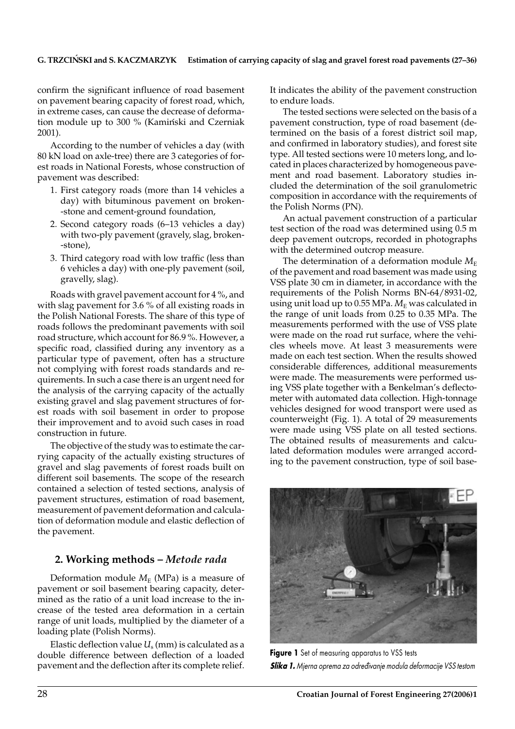confirm the significant influence of road basement on pavement bearing capacity of forest road, which, in extreme cases, can cause the decrease of deformation module up to 300 % (Kamiński and Czerniak 2001).

According to the number of vehicles a day (with 80 kN load on axle-tree) there are 3 categories of forest roads in National Forests, whose construction of pavement was described:

1. First category roads (more than 14 vehicles a day) with bituminous pavement on broken-stone and cement-ground foundation,
2. Second category roads (6–13 vehicles a day) with two-ply pavement (gravely, slag, broken-stone),
3. Third category road with low traffic (less than 6 vehicles a day) with one-ply pavement (soil, gravelly, slag).

Roads with gravel pavement account for 4 %, and with slag pavement for 3.6 % of all existing roads in the Polish National Forests. The share of this type of roads follows the predominant pavements with soil road structure, which account for 86.9 %. However, a specific road, classified during any inventory as a particular type of pavement, often has a structure not complying with forest roads standards and requirements. In such a case there is an urgent need for the analysis of the carrying capacity of the actually existing gravel and slag pavement structures of forest roads with soil basement in order to propose their improvement and to avoid such cases in road construction in future.

The objective of the study was to estimate the carrying capacity of the actually existing structures of gravel and slag pavements of forest roads built on different soil basements. The scope of the research contained a selection of tested sections, analysis of pavement structures, estimation of road basement, measurement of pavement deformation and calculation of deformation module and elastic deflection of the pavement.

## 2. Working methods – *Metode rada*

Deformation module $M_E$ (MPa) is a measure of pavement or soil basement bearing capacity, determined as the ratio of a unit load increase to the increase of the tested area deformation in a certain range of unit loads, multiplied by the diameter of a loading plate (Polish Norms).

Elastic deflection value $U_s$ (mm) is calculated as a double difference between deflection of a loaded pavement and the deflection after its complete relief. It indicates the ability of the pavement construction to endure loads.

The tested sections were selected on the basis of a pavement construction, type of road basement (determined on the basis of a forest district soil map, and confirmed in laboratory studies), and forest site type. All tested sections were 10 meters long, and located in places characterized by homogeneous pavement and road basement. Laboratory studies included the determination of the soil granulometric composition in accordance with the requirements of the Polish Norms (PN).

An actual pavement construction of a particular test section of the road was determined using 0.5 m deep pavement outcrops, recorded in photographs with the determined outcrop measure.

The determination of a deformation module $M_E$ of the pavement and road basement was made using VSS plate 30 cm in diameter, in accordance with the requirements of the Polish Norms BN-64/8931-02, using unit load up to 0.55 MPa. $M_E$ was calculated in the range of unit loads from 0.25 to 0.35 MPa. The measurements performed with the use of VSS plate were made on the road rut surface, where the vehicles wheels move. At least 3 measurements were made on each test section. When the results showed considerable differences, additional measurements were made. The measurements were performed using VSS plate together with a Benkelman's deflectometer with automated data collection. High-tonnage vehicles designed for wood transport were used as counterweight (Fig. 1). A total of 29 measurements were made using VSS plate on all tested sections. The obtained results of measurements and calculated deformation modules were arranged according to the pavement construction, type of soil base-

**Figure 1** Set of measuring apparatus to VSS tests

***Slika 1.*** *Mjerna oprema za određivanje modula deformacije VSS testom*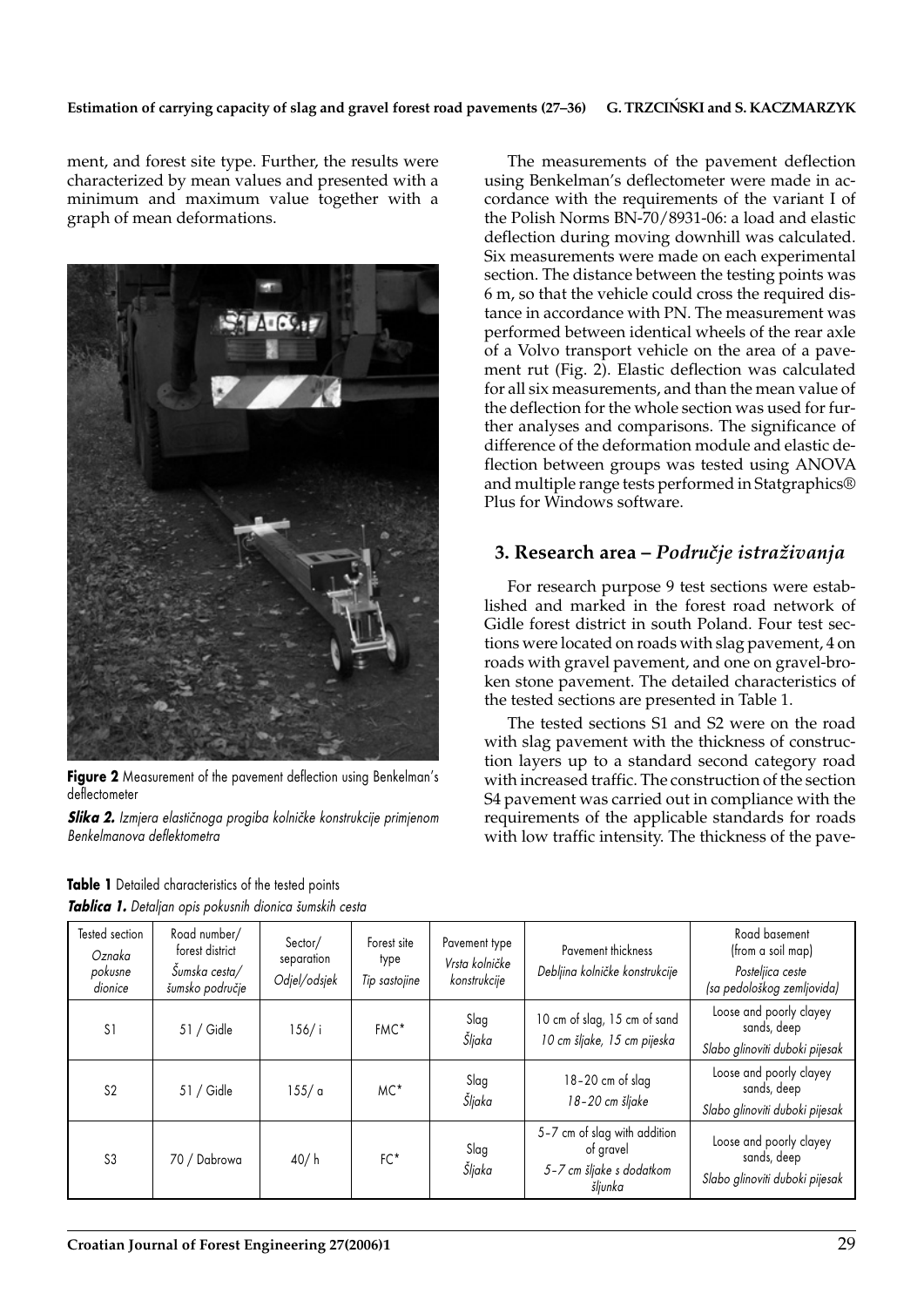ment, and forest site type. Further, the results were characterized by mean values and presented with a minimum and maximum value together with a graph of mean deformations.

**Figure 2** Measurement of the pavement deflection using Benkelman's deflectometer

***Slika 2.*** *Izmjera elastičnoga progiba kolničke konstrukcije primjenom Benkelmanova deflektometra*

The measurements of the pavement deflection using Benkelman's deflectometer were made in accordance with the requirements of the variant I of the Polish Norms BN-70/8931-06: a load and elastic deflection during moving downhill was calculated. Six measurements were made on each experimental section. The distance between the testing points was 6 m, so that the vehicle could cross the required distance in accordance with PN. The measurement was performed between identical wheels of the rear axle of a Volvo transport vehicle on the area of a pavement rut (Fig. 2). Elastic deflection was calculated for all six measurements, and than the mean value of the deflection for the whole section was used for further analyses and comparisons. The significance of difference of the deformation module and elastic deflection between groups was tested using ANOVA and multiple range tests performed in Statgraphics® Plus for Windows software.

## 3. Research area – *Područje istraživanja*

For research purpose 9 test sections were established and marked in the forest road network of Gidle forest district in south Poland. Four test sections were located on roads with slag pavement, 4 on roads with gravel pavement, and one on gravel-broken stone pavement. The detailed characteristics of the tested sections are presented in Table 1.

The tested sections S1 and S2 were on the road with slag pavement with the thickness of construction layers up to a standard second category road with increased traffic. The construction of the section S4 pavement was carried out in compliance with the requirements of the applicable standards for roads with low traffic intensity. The thickness of the pave-

**Table 1** Detailed characteristics of the tested points

***Tablica 1.*** *Detaljan opis pokusnih dionica šumskih cesta*

| Tested section *Oznaka pokusne dionice* | Road number/ forest district *Šumska cesta/ šumsko područje* | Sector/ separation *Odjel/odsjek* | Forest site type *Tip sastojine* | Pavement type *Vrsta kolničke konstrukcije* | Pavement thickness *Debljina kolničke konstrukcije* | Road basement (from a soil map) *Posteljica ceste (sa pedološkog zemljovida)* |
|---|---|---|---|---|---|---|
| S1 | 51 / Gidle | 156/ i | FMC* | Slag *Šljaka* | 10 cm of slag, 15 cm of sand *10 cm šljake, 15 cm pijeska* | Loose and poorly clayey sands, deep *Slabo glinoviti duboki pijesak* |
| S2 | 51 / Gidle | 155/ a | MC* | Slag *Šljaka* | 18–20 cm of slag *18–20 cm šljake* | Loose and poorly clayey sands, deep *Slabo glinoviti duboki pijesak* |
| S3 | 70 / Dabrowa | 40/ h | FC* | Slag *Šljaka* | 5–7 cm of slag with addition of gravel *5–7 cm šljake s dodatkom šljunka* | Loose and poorly clayey sands, deep *Slabo glinoviti duboki pijesak* |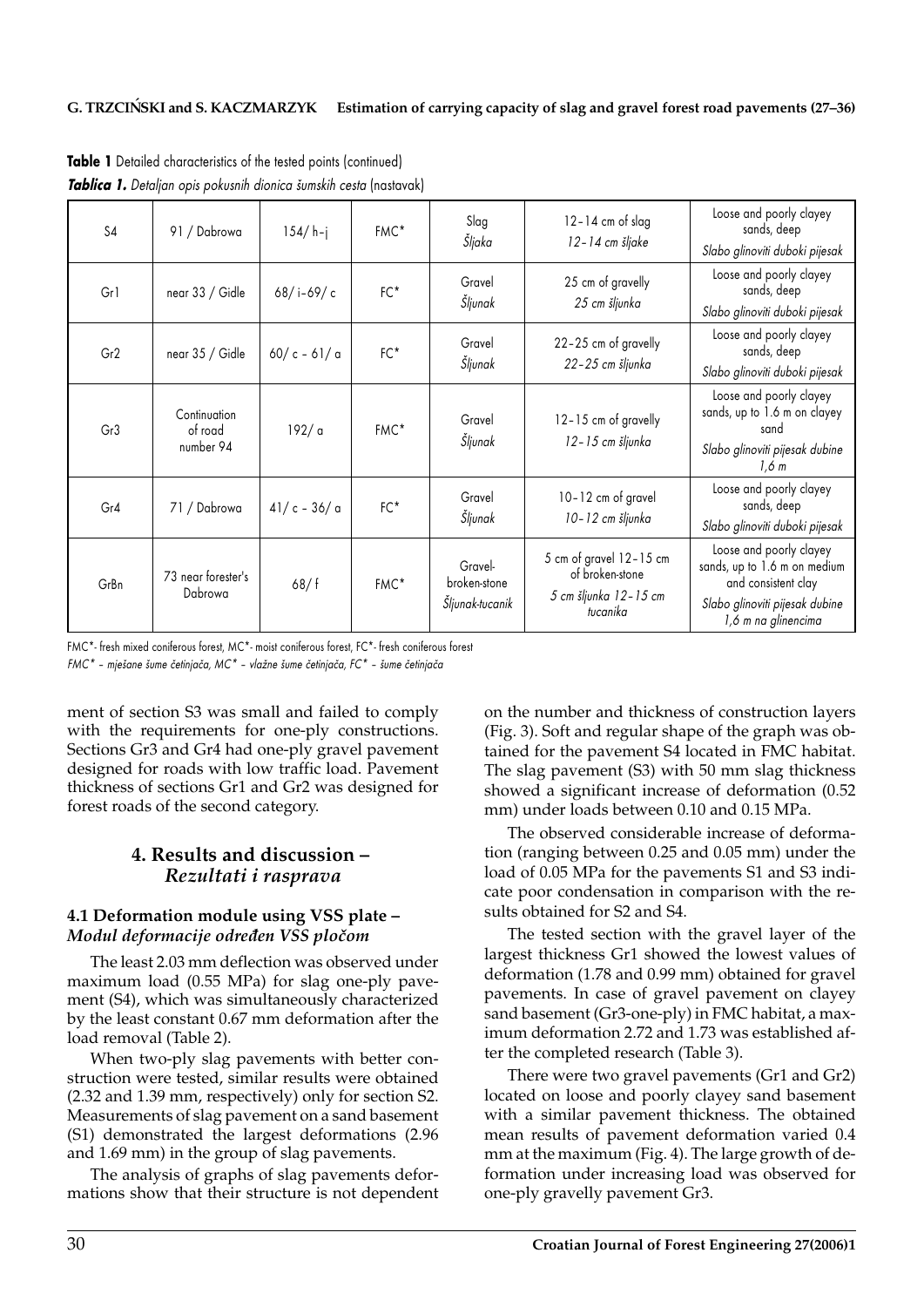**Table 1** Detailed characteristics of the tested points (continued)

***Tablica 1.*** *Detaljan opis pokusnih dionica šumskih cesta* (nastavak)

| | | | | | | |
|---|---|---|---|---|---|---|
| S4 | 91 / Dabrowa | 154/ h–j | FMC* | Slag<br>*Šljaka* | 12–14 cm of slag<br>*12–14 cm šljake* | Loose and poorly clayey sands, deep<br>*Slabo glinoviti duboki pijesak* |
| Gr1 | near 33 / Gidle | 68/ i–69/ c | FC* | Gravel<br>*Šljunak* | 25 cm of gravelly<br>*25 cm šljunka* | Loose and poorly clayey sands, deep<br>*Slabo glinoviti duboki pijesak* |
| Gr2 | near 35 / Gidle | 60/ c – 61/ a | FC* | Gravel<br>*Šljunak* | 22–25 cm of gravelly<br>*22–25 cm šljunka* | Loose and poorly clayey sands, deep<br>*Slabo glinoviti duboki pijesak* |
| Gr3 | Continuation of road number 94 | 192/ a | FMC* | Gravel<br>*Šljunak* | 12–15 cm of gravelly<br>*12–15 cm šljunka* | Loose and poorly clayey sands, up to 1.6 m on clayey sand<br>*Slabo glinoviti pijesak dubine 1,6 m* |
| Gr4 | 71 / Dabrowa | 41/ c – 36/ a | FC* | Gravel<br>*Šljunak* | 10–12 cm of gravel<br>*10–12 cm šljunka* | Loose and poorly clayey sands, deep<br>*Slabo glinoviti duboki pijesak* |
| GrBn | 73 near forester's Dabrowa | 68/ f | FMC* | Gravel-broken-stone<br>*Šljunak-tucanik* | 5 cm of gravel 12–15 cm of broken-stone<br>*5 cm šljunka 12–15 cm tucanika* | Loose and poorly clayey sands, up to 1.6 m on medium and consistent clay<br>*Slabo glinoviti pijesak dubine 1,6 m na glinencima* |

FMC*- fresh mixed coniferous forest, MC*- moist coniferous forest, FC*- fresh coniferous forest

*FMC* – mješane šume četinjača, MC* – vlažne šume četinjača, FC* – šume četinjača*

ment of section S3 was small and failed to comply with the requirements for one-ply constructions. Sections Gr3 and Gr4 had one-ply gravel pavement designed for roads with low traffic load. Pavement thickness of sections Gr1 and Gr2 was designed for forest roads of the second category.

## 4. Results and discussion – *Rezultati i rasprava*

### 4.1 Deformation module using VSS plate – *Modul deformacije određen VSS pločom*

The least 2.03 mm deflection was observed under maximum load (0.55 MPa) for slag one-ply pavement (S4), which was simultaneously characterized by the least constant 0.67 mm deformation after the load removal (Table 2).

When two-ply slag pavements with better construction were tested, similar results were obtained (2.32 and 1.39 mm, respectively) only for section S2. Measurements of slag pavement on a sand basement (S1) demonstrated the largest deformations (2.96 and 1.69 mm) in the group of slag pavements.

The analysis of graphs of slag pavements deformations show that their structure is not dependent on the number and thickness of construction layers (Fig. 3). Soft and regular shape of the graph was obtained for the pavement S4 located in FMC habitat. The slag pavement (S3) with 50 mm slag thickness showed a significant increase of deformation (0.52 mm) under loads between 0.10 and 0.15 MPa.

The observed considerable increase of deformation (ranging between 0.25 and 0.05 mm) under the load of 0.05 MPa for the pavements S1 and S3 indicate poor condensation in comparison with the results obtained for S2 and S4.

The tested section with the gravel layer of the largest thickness Gr1 showed the lowest values of deformation (1.78 and 0.99 mm) obtained for gravel pavements. In case of gravel pavement on clayey sand basement (Gr3-one-ply) in FMC habitat, a maximum deformation 2.72 and 1.73 was established after the completed research (Table 3).

There were two gravel pavements (Gr1 and Gr2) located on loose and poorly clayey sand basement with a similar pavement thickness. The obtained mean results of pavement deformation varied 0.4 mm at the maximum (Fig. 4). The large growth of deformation under increasing load was observed for one-ply gravelly pavement Gr3.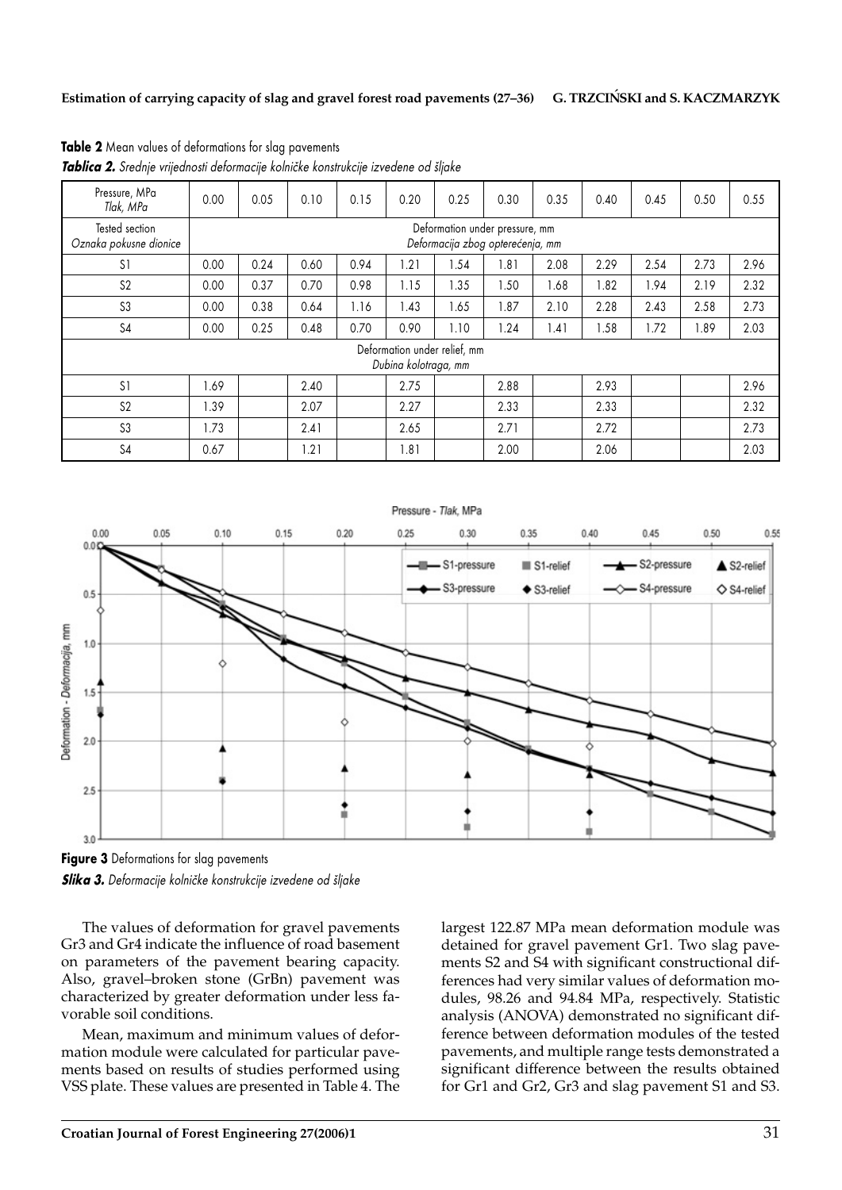**Table 2** Mean values of deformations for slag pavements

***Tablica 2.*** *Srednje vrijednosti deformacije kolničke konstrukcije izvedene od šljake*

| Pressure, MPa *Tlak, MPa* | 0.00 | 0.05 | 0.10 | 0.15 | 0.20 | 0.25 | 0.30 | 0.35 | 0.40 | 0.45 | 0.50 | 0.55 |
|---|---|---|---|---|---|---|---|---|---|---|---|---|
| Tested section *Oznaka pokusne dionice* | Deformation under pressure, mm *Deformacija zbog opterećenja, mm* | | | | | | | | | | | |
| S1 | 0.00 | 0.24 | 0.60 | 0.94 | 1.21 | 1.54 | 1.81 | 2.08 | 2.29 | 2.54 | 2.73 | 2.96 |
| S2 | 0.00 | 0.37 | 0.70 | 0.98 | 1.15 | 1.35 | 1.50 | 1.68 | 1.82 | 1.94 | 2.19 | 2.32 |
| S3 | 0.00 | 0.38 | 0.64 | 1.16 | 1.43 | 1.65 | 1.87 | 2.10 | 2.28 | 2.43 | 2.58 | 2.73 |
| S4 | 0.00 | 0.25 | 0.48 | 0.70 | 0.90 | 1.10 | 1.24 | 1.41 | 1.58 | 1.72 | 1.89 | 2.03 |
| | Deformation under relief, mm *Dubina kolotraga, mm* | | | | | | | | | | | |
| S1 | 1.69 | | 2.40 | | 2.75 | | 2.88 | | 2.93 | | | 2.96 |
| S2 | 1.39 | | 2.07 | | 2.27 | | 2.33 | | 2.33 | | | 2.32 |
| S3 | 1.73 | | 2.41 | | 2.65 | | 2.71 | | 2.72 | | | 2.73 |
| S4 | 0.67 | | 1.21 | | 1.81 | | 2.00 | | 2.06 | | | 2.03 |

**Figure 3** Deformations for slag pavements

***Slika 3.*** *Deformacije kolničke konstrukcije izvedene od šljake*

The values of deformation for gravel pavements Gr3 and Gr4 indicate the influence of road basement on parameters of the pavement bearing capacity. Also, gravel–broken stone (GrBn) pavement was characterized by greater deformation under less favorable soil conditions.

Mean, maximum and minimum values of deformation module were calculated for particular pavements based on results of studies performed using VSS plate. These values are presented in Table 4. The largest 122.87 MPa mean deformation module was detained for gravel pavement Gr1. Two slag pavements S2 and S4 with significant constructional differences had very similar values of deformation modules, 98.26 and 94.84 MPa, respectively. Statistic analysis (ANOVA) demonstrated no significant difference between deformation modules of the tested pavements, and multiple range tests demonstrated a significant difference between the results obtained for Gr1 and Gr2, Gr3 and slag pavement S1 and S3.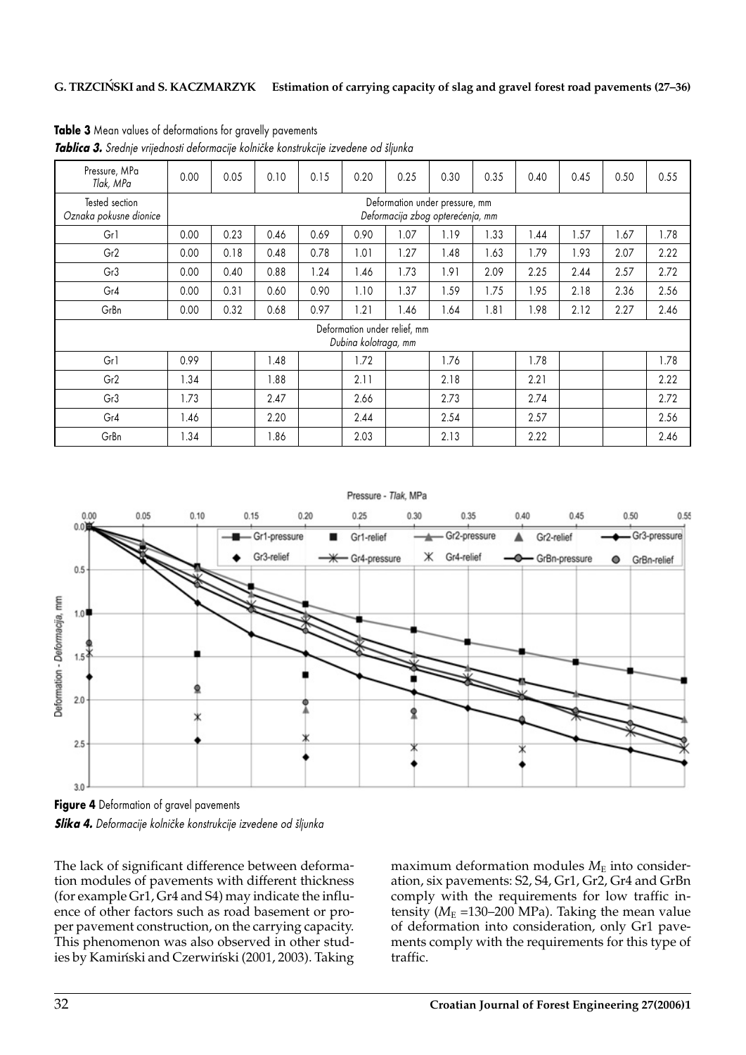**Table 3** Mean values of deformations for gravelly pavements

***Tablica 3.*** *Srednje vrijednosti deformacije kolničke konstrukcije izvedene od šljunka*

| Pressure, MPa *Tlak, MPa* | 0.00 | 0.05 | 0.10 | 0.15 | 0.20 | 0.25 | 0.30 | 0.35 | 0.40 | 0.45 | 0.50 | 0.55 |
|---|---|---|---|---|---|---|---|---|---|---|---|---|
| Tested section *Oznaka pokusne dionice* | Deformation under pressure, mm *Deformacija zbog opterećenja, mm* | | | | | | | | | | | |
| Gr1 | 0.00 | 0.23 | 0.46 | 0.69 | 0.90 | 1.07 | 1.19 | 1.33 | 1.44 | 1.57 | 1.67 | 1.78 |
| Gr2 | 0.00 | 0.18 | 0.48 | 0.78 | 1.01 | 1.27 | 1.48 | 1.63 | 1.79 | 1.93 | 2.07 | 2.22 |
| Gr3 | 0.00 | 0.40 | 0.88 | 1.24 | 1.46 | 1.73 | 1.91 | 2.09 | 2.25 | 2.44 | 2.57 | 2.72 |
| Gr4 | 0.00 | 0.31 | 0.60 | 0.90 | 1.10 | 1.37 | 1.59 | 1.75 | 1.95 | 2.18 | 2.36 | 2.56 |
| GrBn | 0.00 | 0.32 | 0.68 | 0.97 | 1.21 | 1.46 | 1.64 | 1.81 | 1.98 | 2.12 | 2.27 | 2.46 |
| Deformation under relief, mm *Dubina kolotraga, mm* | | | | | | | | | | | | |
| Gr1 | 0.99 | | 1.48 | | 1.72 | | 1.76 | | 1.78 | | | 1.78 |
| Gr2 | 1.34 | | 1.88 | | 2.11 | | 2.18 | | 2.21 | | | 2.22 |
| Gr3 | 1.73 | | 2.47 | | 2.66 | | 2.73 | | 2.74 | | | 2.72 |
| Gr4 | 1.46 | | 2.20 | | 2.44 | | 2.54 | | 2.57 | | | 2.56 |
| GrBn | 1.34 | | 1.86 | | 2.03 | | 2.13 | | 2.22 | | | 2.46 |

**Figure 4** Deformation of gravel pavements

***Slika 4.*** *Deformacije kolničke konstrukcije izvedene od šljunka*

The lack of significant difference between deformation modules of pavements with different thickness (for example Gr1, Gr4 and S4) may indicate the influence of other factors such as road basement or proper pavement construction, on the carrying capacity. This phenomenon was also observed in other studies by Kamiński and Czerwiński (2001, 2003). Taking maximum deformation modules $M_E$ into consideration, six pavements: S2, S4, Gr1, Gr2, Gr4 and GrBn comply with the requirements for low traffic intensity ($M_E$ =130–200 MPa). Taking the mean value of deformation into consideration, only Gr1 pavements comply with the requirements for this type of traffic.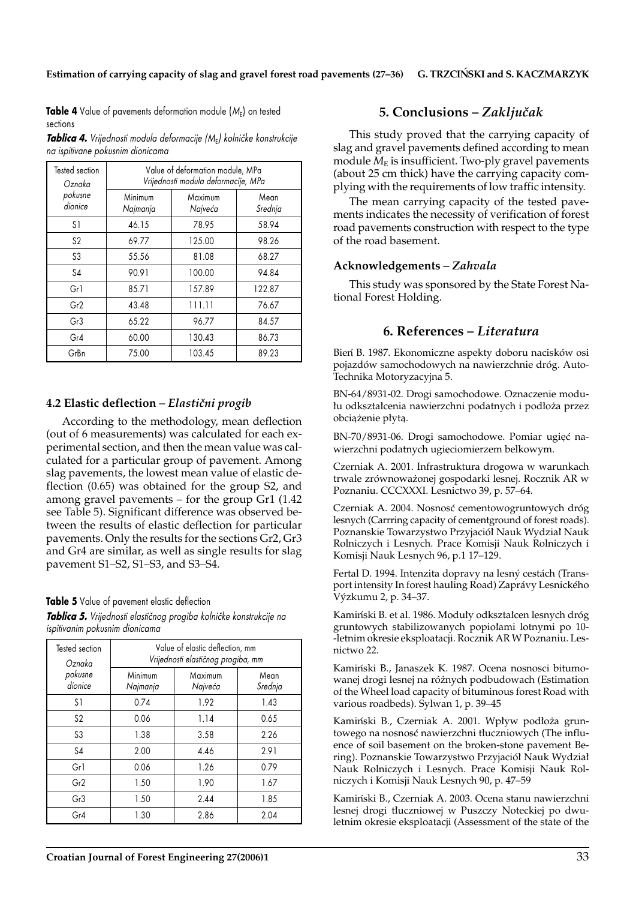**Table 4** Value of pavements deformation module ($M_E$) on tested sections

***Tablica 4.*** *Vrijednosti modula deformacije ($M_E$) kolničke konstrukcije na ispitivane pokusnim dionicama*

| Tested section *Oznaka pokusne dionice* | Value of deformation module, MPa *Vrijednosti modula deformacije, MPa* | | |
|---|---|---|---|
| | Minimum *Najmanja* | Maximum *Najveća* | Mean *Srednja* |
| S1 | 46.15 | 78.95 | 58.94 |
| S2 | 69.77 | 125.00 | 98.26 |
| S3 | 55.56 | 81.08 | 68.27 |
| S4 | 90.91 | 100.00 | 94.84 |
| Gr1 | 85.71 | 157.89 | 122.87 |
| Gr2 | 43.48 | 111.11 | 76.67 |
| Gr3 | 65.22 | 96.77 | 84.57 |
| Gr4 | 60.00 | 130.43 | 86.73 |
| GrBn | 75.00 | 103.45 | 89.23 |

### 4.2 Elastic deflection – *Elastični progib*

According to the methodology, mean deflection (out of 6 measurements) was calculated for each experimental section, and then the mean value was calculated for a particular group of pavement. Among slag pavements, the lowest mean value of elastic deflection (0.65) was obtained for the group S2, and among gravel pavements – for the group Gr1 (1.42 see Table 5). Significant difference was observed between the results of elastic deflection for particular pavements. Only the results for the sections Gr2, Gr3 and Gr4 are similar, as well as single results for slag pavement S1–S2, S1–S3, and S3–S4.

**Table 5** Value of pavement elastic deflection

***Tablica 5.*** *Vrijednosti elastičnog progiba kolničke konstrukcije na ispitivanim pokusnim dionicama*

| Tested section *Oznaka pokusne dionice* | Value of elastic deflection, mm *Vrijednosti elastičnog progiba, mm* | | |
|---|---|---|---|
| | Minimum *Najmanja* | Maximum *Najveća* | Mean *Srednja* |
| S1 | 0.74 | 1.92 | 1.43 |
| S2 | 0.06 | 1.14 | 0.65 |
| S3 | 1.38 | 3.58 | 2.26 |
| S4 | 2.00 | 4.46 | 2.91 |
| Gr1 | 0.06 | 1.26 | 0.79 |
| Gr2 | 1.50 | 1.90 | 1.67 |
| Gr3 | 1.50 | 2.44 | 1.85 |
| Gr4 | 1.30 | 2.86 | 2.04 |

## 5. Conclusions – *Zaključak*

This study proved that the carrying capacity of slag and gravel pavements defined according to mean module $M_E$ is insufficient. Two-ply gravel pavements (about 25 cm thick) have the carrying capacity complying with the requirements of low traffic intensity.

The mean carrying capacity of the tested pavements indicates the necessity of verification of forest road pavements construction with respect to the type of the road basement.

### Acknowledgements – *Zahvala*

This study was sponsored by the State Forest National Forest Holding.

## 6. References – *Literatura*

Bień B. 1987. Ekonomiczne aspekty doboru nacisków osi pojazdów samochodowych na nawierzchnie dróg. Auto-Technika Motoryzacyjna 5.

BN-64/8931-02. Drogi samochodowe. Oznaczenie modułu odkształcenia nawierzchni podatnych i podłoża przez obciążenie płytą.

BN-70/8931-06. Drogi samochodowe. Pomiar ugięć nawierzchni podatnych ugięciomierzem belkowym.

Czerniak A. 2001. Infrastruktura drogowa w warunkach trwale zrównoważonej gospodarki lesnej. Rocznik AR w Poznaniu. CCCXXXI. Lesnictwo 39, p. 57–64.

Czerniak A. 2004. Nosność cementowogruntowych dróg lesnych (Carrring capacity of cementground of forest roads). Poznanskie Towarzystwo Przyjaciół Nauk Wydział Nauk Rolniczych i Lesnych. Prace Komisji Nauk Rolniczych i Komisji Nauk Lesnych 96, p.1 17–129.

Fertal D. 1994. Intenzita dopravy na lesný cestách (Transport intensity In forest hauling Road) Zaprávy Lesnického Výzkumu 2, p. 34–37.

Kamiński B. et al. 1986. Moduły odkształcen lesnych dróg gruntowych stabilizowanych popiołami lotnymi po 10--letnim okresie eksploatacji. Rocznik AR W Poznaniu. Lesnictwo 22.

Kamiński B., Janaszek K. 1987. Ocena nosnosci bitumowanej drogi lesnej na różnych podbudowach (Estimation of the Wheel load capacity of bituminous forest Road with various roadbeds). Sylwan 1, p. 39–45

Kamiński B., Czerniak A. 2001. Wpływ podłoża gruntowego na nosnosć nawierzchni tłuczniowych (The influence of soil basement on the broken-stone pavement Bering). Poznanskie Towarzystwo Przyjaciół Nauk Wydział Nauk Rolniczych i Lesnych. Prace Komisji Nauk Rolniczych i Komisji Nauk Lesnych 90, p. 47–59

Kamiński B., Czerniak A. 2003. Ocena stanu nawierzchni lesnej drogi tłuczniowej w Puszczy Noteckiej po dwuletnim okresie eksploatacji (Assessment of the state of the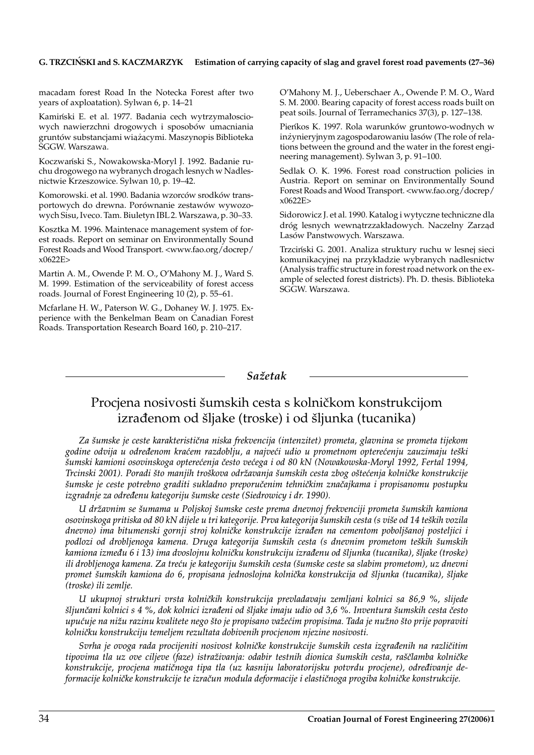macadam forest Road In the Notecka Forest after two years of axploatation). Sylwan 6, p. 14–21

Kamiński E. et al. 1977. Badania cech wytrzymałosciowych nawierzchni drogowych i sposobów umacniania gruntów substancjami wiażącymi. Maszynopis Biblioteka SGGW. Warszawa.

Koczwański S., Nowakowska-Moryl J. 1992. Badanie ruchu drogowego na wybranych drogach lesnych w Nadlesnictwie Krzeszowice. Sylwan 10, p. 19–42.

Komorowski. et al. 1990. Badania wzorców srodków transportowych do drewna. Porównanie zestawów wywozowych Sisu, Iveco. Tam. Biuletyn IBL 2. Warszawa, p. 30–33.

Kosztka M. 1996. Maintenace management system of forest roads. Report on seminar on Environmentally Sound Forest Roads and Wood Transport. <www.fao.org/docrep/x0622E>

Martin A. M., Owende P. M. O., O'Mahony M. J., Ward S. M. 1999. Estimation of the serviceability of forest access roads. Journal of Forest Engineering 10 (2), p. 55–61.

Mcfarlane H. W., Paterson W. G., Dohaney W. J. 1975. Experience with the Benkelman Beam on Canadian Forest Roads. Transportation Research Board 160, p. 210–217.

O'Mahony M. J., Ueberschaer A., Owende P. M. O., Ward S. M. 2000. Bearing capacity of forest access roads built on peat soils. Journal of Terramechanics 37(3), p. 127–138.

Pieńkos K. 1997. Rola warunków gruntowo-wodnych w inżynieryjnym zagospodarowaniu lasów (The role of relations between the ground and the water in the forest engineering management). Sylwan 3, p. 91–100.

Sedlak O. K. 1996. Forest road construction policies in Austria. Report on seminar on Environmentally Sound Forest Roads and Wood Transport. <www.fao.org/docrep/x0622E>

Sidorowicz J. et al. 1990. Katalog i wytyczne techniczne dla dróg lesnych wewnątrzzakładowych. Naczelny Zarząd Lasów Panstwowych. Warszawa.

Trzciński G. 2001. Analiza struktury ruchu w lesnej sieci komunikacyjnej na przykładzie wybranych nadlesnictw (Analysis traffic structure in forest road network on the example of selected forest districts). Ph. D. thesis. Biblioteka SGGW. Warszawa.

## *Sažetak*

# Procjena nosivosti šumskih cesta s kolničkom konstrukcijom izrađenom od šljake (troske) i od šljunka (tucanika)

*Za šumske je ceste karakteristična niska frekvencija (intenzitet) prometa, glavnina se prometa tijekom godine odvija u određenom kraćem razdoblju, a najveći udio u prometnom opterećenju zauzimaju teški šumski kamioni osovinskoga opterećenja često većega i od 80 kN (Nowakowska-Moryl 1992, Fertal 1994, Trcinski 2001). Poradi što manjih troškova održavanja šumskih cesta zbog oštećenja kolničke konstrukcije šumske je ceste potrebno graditi sukladno preporučenim tehničkim značajkama i propisanomu postupku izgradnje za određenu kategoriju šumske ceste (Siedrowicz i dr. 1990).*

*U državnim se šumama u Poljskoj šumske ceste prema dnevnoj frekvenciji prometa šumskih kamiona osovinskoga pritiska od 80 kN dijele u tri kategorije. Prva kategorija šumskih cesta (s više od 14 teških vozila dnevno) ima bitumenski gornji stroj kolničke konstrukcije izrađen na cementom poboljšanoj posteljici i podlozi od drobljenoga kamena. Druga kategorija šumskih cesta (s dnevnim prometom teških šumskih kamiona između 6 i 13) ima dvoslojnu kolničku konstrukciju izrađenu od šljunka (tucanika), šljake (troske) ili drobljenoga kamena. Za treću je kategoriju šumskih cesta (šumske ceste sa slabim prometom), uz dnevni promet šumskih kamiona do 6, propisana jednoslojna kolnička konstrukcija od šljunka (tucanika), šljake (troske) ili zemlje.*

*U ukupnoj strukturi vrsta kolničkih konstrukcija prevladavaju zemljani kolnici sa 86,9 %, slijede šljunčani kolnici s 4 %, dok kolnici izrađeni od šljake imaju udio od 3,6 %. Inventura šumskih cesta često upućuje na nižu razinu kvalitete nego što je propisano važećim propisima. Tada je nužno što prije popraviti kolničku konstrukciju temeljem rezultata dobivenih procjenom njezine nosivosti.*

*Svrha je ovoga rada procijeniti nosivost kolničke konstrukcije šumskih cesta izgrađenih na različitim tipovima tla uz ove ciljeve (faze) istraživanja: odabir testnih dionica šumskih cesta, raščlamba kolničke konstrukcije, procjena matičnoga tipa tla (uz kasniju laboratorijsku potvrdu procjene), određivanje deformacije kolničke konstrukcije te izračun modula deformacije i elastičnoga progiba kolničke konstrukcije.*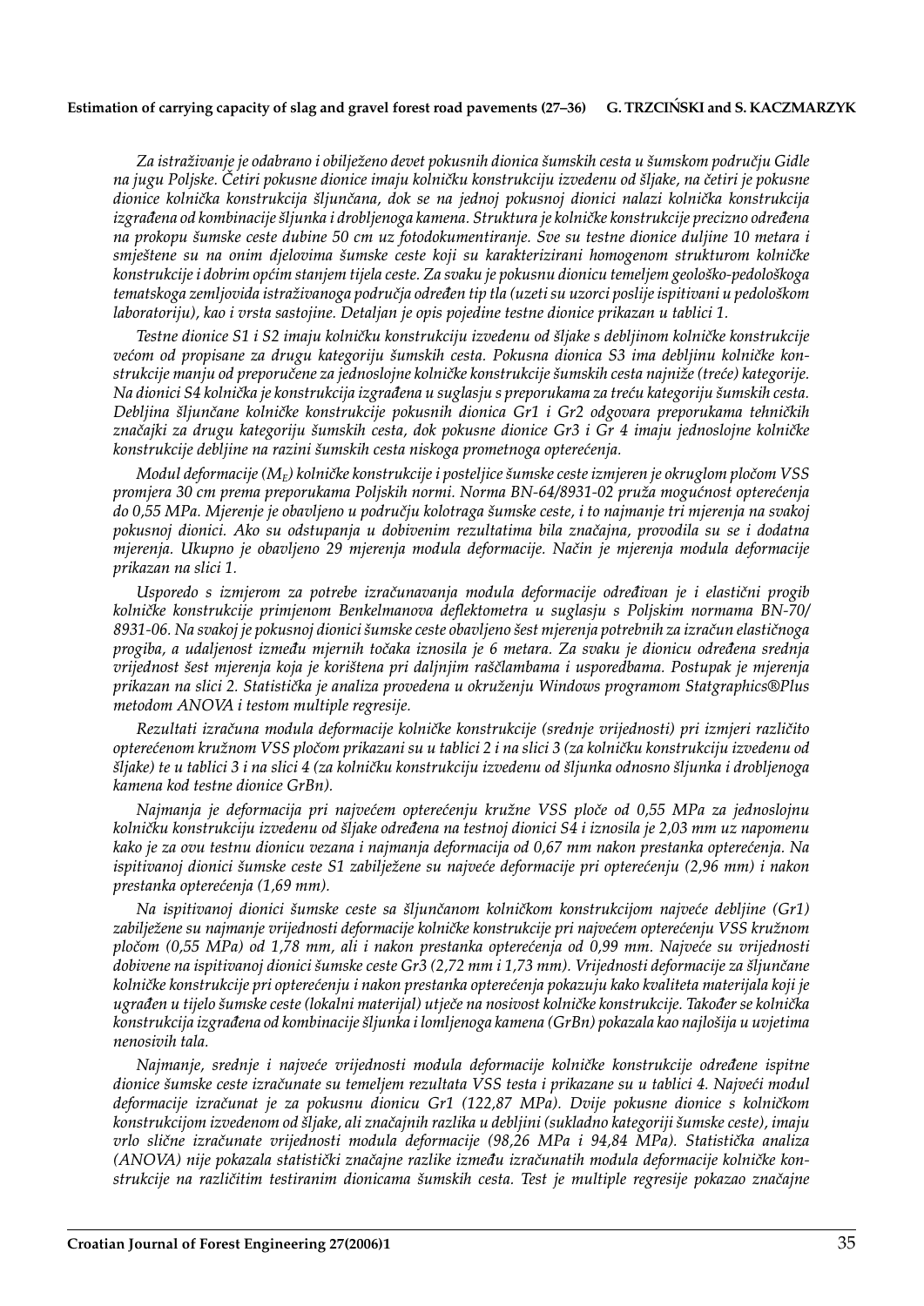*Za istraživanje je odabrano i obilježeno devet pokusnih dionica šumskih cesta u šumskom području Gidle na jugu Poljske. Četiri pokusne dionice imaju kolničku konstrukciju izvedenu od šljake, na četiri je pokusne dionice kolnička konstrukcija šljunčana, dok se na jednoj pokusnoj dionici nalazi kolnička konstrukcija izgrađena od kombinacije šljunka i drobljenoga kamena. Struktura je kolničke konstrukcije precizno određena na prokopu šumske ceste dubine 50 cm uz fotodokumentiranje. Sve su testne dionice duljine 10 metara i smještene su na onim djelovima šumske ceste koji su karakterizirani homogenom strukturom kolničke konstrukcije i dobrim općim stanjem tijela ceste. Za svaku je pokusnu dionicu temeljem geološko-pedološkoga tematskoga zemljovida istraživanoga područja određen tip tla (uzeti su uzorci poslije ispitivani u pedološkom laboratoriju), kao i vrsta sastojine. Detaljan je opis pojedine testne dionice prikazan u tablici 1.*

*Testne dionice S1 i S2 imaju kolničku konstrukciju izvedenu od šljake s debljinom kolničke konstrukcije većom od propisane za drugu kategoriju šumskih cesta. Pokusna dionica S3 ima debljinu kolničke konstrukcije manju od preporučene za jednoslojne kolničke konstrukcije šumskih cesta najniže (treće) kategorije. Na dionici S4 kolnička je konstrukcija izgrađena u suglasju s preporukama za treću kategoriju šumskih cesta. Debljina šljunčane kolničke konstrukcije pokusnih dionica Gr1 i Gr2 odgovara preporukama tehničkih značajki za drugu kategoriju šumskih cesta, dok pokusne dionice Gr3 i Gr 4 imaju jednoslojne kolničke konstrukcije debljine na razini šumskih cesta niskoga prometnoga opterećenja.*

*Modul deformacije ($M_E$) kolničke konstrukcije i posteljice šumske ceste izmjeren je okruglom pločom VSS promjera 30 cm prema preporukama Poljskih normi. Norma BN-64/8931-02 pruža mogućnost opterećenja do 0,55 MPa. Mjerenje je obavljeno u području kolotraga šumske ceste, i to najmanje tri mjerenja na svakoj pokusnoj dionici. Ako su odstupanja u dobivenim rezultatima bila značajna, provodila su se i dodatna mjerenja. Ukupno je obavljeno 29 mjerenja modula deformacije. Način je mjerenja modula deformacije prikazan na slici 1.*

*Usporedo s izmjerom za potrebe izračunavanja modula deformacije određivan je i elastični progib kolničke konstrukcije primjenom Benkelmanova deflektometra u suglasju s Poljskim normama BN-70/8931-06. Na svakoj je pokusnoj dionici šumske ceste obavljeno šest mjerenja potrebnih za izračun elastičnoga progiba, a udaljenost između mjernih točaka iznosila je 6 metara. Za svaku je dionicu određena srednja vrijednost šest mjerenja koja je korištena pri daljnjim raščlambama i usporedbama. Postupak je mjerenja prikazan na slici 2. Statistička je analiza provedena u okruženju Windows programom Statgraphics®Plus metodom ANOVA i testom multiple regresije.*

*Rezultati izračuna modula deformacije kolničke konstrukcije (srednje vrijednosti) pri izmjeri različito opterećenom kružnom VSS pločom prikazani su u tablici 2 i na slici 3 (za kolničku konstrukciju izvedenu od šljake) te u tablici 3 i na slici 4 (za kolničku konstrukciju izvedenu od šljunka odnosno šljunka i drobljenoga kamena kod testne dionice GrBn).*

*Najmanja je deformacija pri najvećem opterećenju kružne VSS ploče od 0,55 MPa za jednoslojnu kolničku konstrukciju izvedenu od šljake određena na testnoj dionici S4 i iznosila je 2,03 mm uz napomenu kako je za ovu testnu dionicu vezana i najmanja deformacija od 0,67 mm nakon prestanka opterećenja. Na ispitivanoj dionici šumske ceste S1 zabilježene su najveće deformacije pri opterećenju (2,96 mm) i nakon prestanka opterećenja (1,69 mm).*

*Na ispitivanoj dionici šumske ceste sa šljunčanom kolničkom konstrukcijom najveće debljine (Gr1) zabilježene su najmanje vrijednosti deformacije kolničke konstrukcije pri najvećem opterećenju VSS kružnom pločom (0,55 MPa) od 1,78 mm, ali i nakon prestanka opterećenja od 0,99 mm. Najveće su vrijednosti dobivene na ispitivanoj dionici šumske ceste Gr3 (2,72 mm i 1,73 mm). Vrijednosti deformacije za šljunčane kolničke konstrukcije pri opterećenju i nakon prestanka opterećenja pokazuju kako kvaliteta materijala koji je ugrađen u tijelo šumske ceste (lokalni materijal) utječe na nosivost kolničke konstrukcije. Također se kolnička konstrukcija izgrađena od kombinacije šljunka i lomljenoga kamena (GrBn) pokazala kao najlošija u uvjetima nenosivih tala.*

*Najmanje, srednje i najveće vrijednosti modula deformacije kolničke konstrukcije određene ispitne dionice šumske ceste izračunate su temeljem rezultata VSS testa i prikazane su u tablici 4. Najveći modul deformacije izračunat je za pokusnu dionicu Gr1 (122,87 MPa). Dvije pokusne dionice s kolničkom konstrukcijom izvedenom od šljake, ali značajnih razlika u debljini (sukladno kategoriji šumske ceste), imaju vrlo slične izračunate vrijednosti modula deformacije (98,26 MPa i 94,84 MPa). Statistička analiza (ANOVA) nije pokazala statistički značajne razlike između izračunatih modula deformacije kolničke konstrukcije na različitim testiranim dionicama šumskih cesta. Test je multiple regresije pokazao značajne*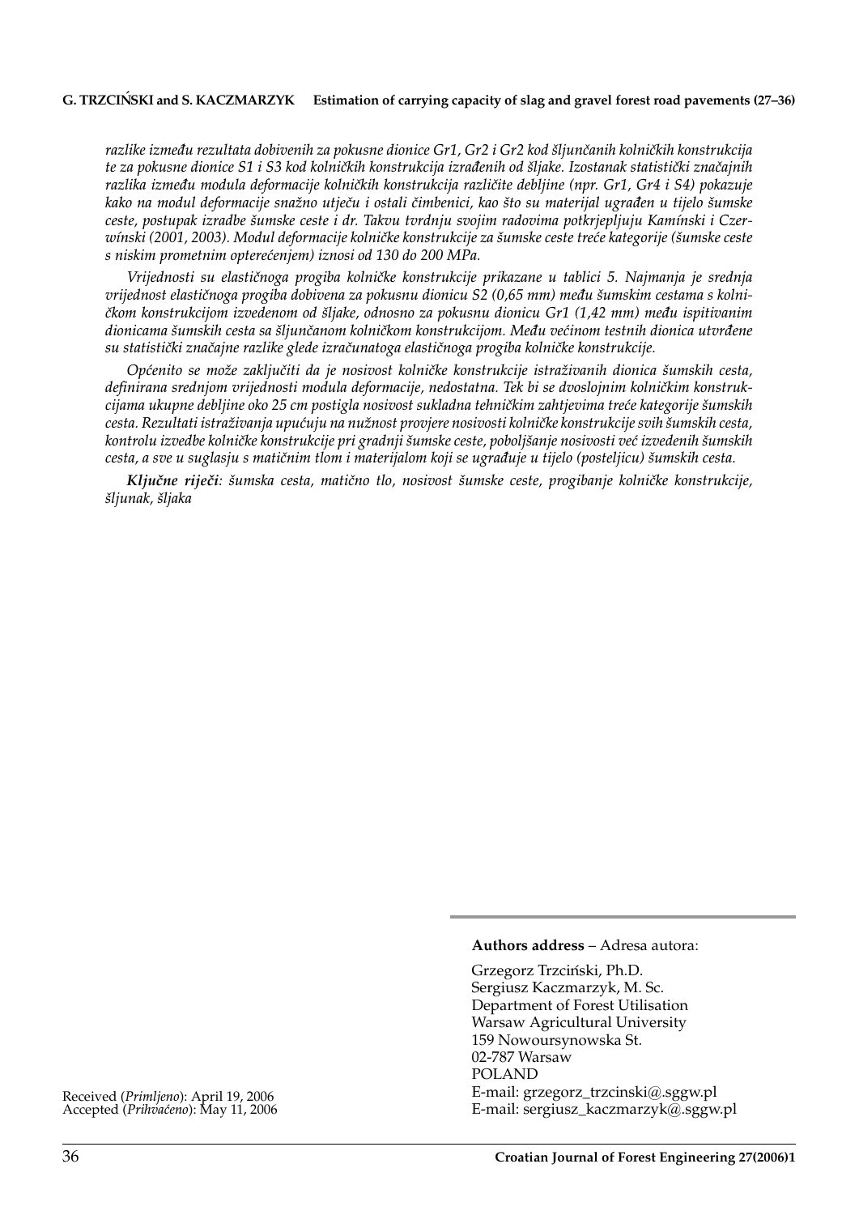*razlike između rezultata dobivenih za pokusne dionice Gr1, Gr2 i Gr2 kod šljunčanih kolničkih konstrukcija te za pokusne dionice S1 i S3 kod kolničkih konstrukcija izrađenih od šljake. Izostanak statistički značajnih razlika između modula deformacije kolničkih konstrukcija različite debljine (npr. Gr1, Gr4 i S4) pokazuje kako na modul deformacije snažno utječu i ostali čimbenici, kao što su materijal ugrađen u tijelo šumske ceste, postupak izradbe šumske ceste i dr. Takvu tvrdnju svojim radovima potkrjepljuju Kamínski i Czerwínski (2001, 2003). Modul deformacije kolničke konstrukcije za šumske ceste treće kategorije (šumske ceste s niskim prometnim opterećenjem) iznosi od 130 do 200 MPa.*

*Vrijednosti su elastičnoga progiba kolničke konstrukcije prikazane u tablici 5. Najmanja je srednja vrijednost elastičnoga progiba dobivena za pokusnu dionicu S2 (0,65 mm) među šumskim cestama s kolničkom konstrukcijom izvedenom od šljake, odnosno za pokusnu dionicu Gr1 (1,42 mm) među ispitivanim dionicama šumskih cesta sa šljunčanom kolničkom konstrukcijom. Među većinom testnih dionica utvrđene su statistički značajne razlike glede izračunatoga elastičnoga progiba kolničke konstrukcije.*

*Općenito se može zaključiti da je nosivost kolničke konstrukcije istraživanih dionica šumskih cesta, definirana srednjom vrijednosti modula deformacije, nedostatna. Tek bi se dvoslojnim kolničkim konstrukcijama ukupne debljine oko 25 cm postigla nosivost sukladna tehničkim zahtjevima treće kategorije šumskih cesta. Rezultati istraživanja upućuju na nužnost provjere nosivosti kolničke konstrukcije svih šumskih cesta, kontrolu izvedbe kolničke konstrukcije pri gradnji šumske ceste, poboljšanje nosivosti već izvedenih šumskih cesta, a sve u suglasju s matičnim tlom i materijalom koji se ugrađuje u tijelo (posteljicu) šumskih cesta.*

***Ključne riječi**: šumska cesta, matično tlo, nosivost šumske ceste, progibanje kolničke konstrukcije, šljunak, šljaka*

**Authors address** – Adresa autora:

Grzegorz Trzciński, Ph.D.
Sergiusz Kaczmarzyk, M. Sc.
Department of Forest Utilisation
Warsaw Agricultural University
159 Nowoursynowska St.
02-787 Warsaw
POLAND
E-mail: grzegorz_trzcinski@.sggw.pl
E-mail: sergiusz_kaczmarzyk@.sggw.pl

Received (*Primljeno*): April 19, 2006
Accepted (*Prihvaćeno*): May 11, 2006